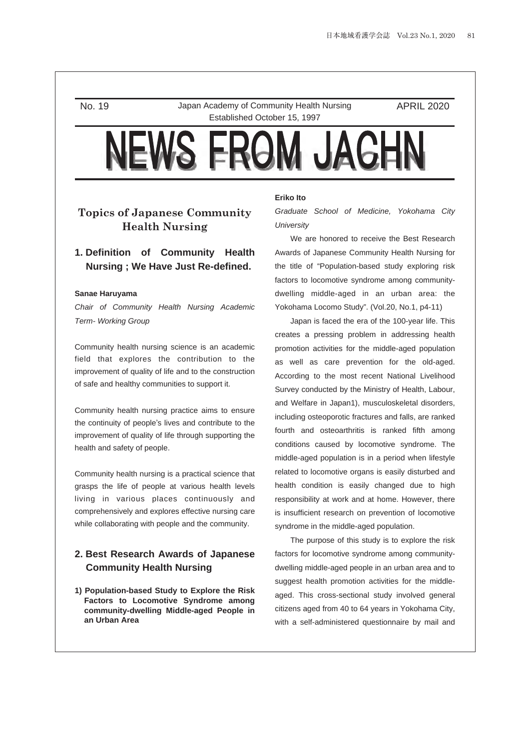No. 19 Japan Academy of Community Health Nursing APRIL 2020

Established October 15, 1997

# NEWS FROM JACHN

## Topics of Japanese Community Health Nursing

### 1. Definition of Community Health Nursing ; We Have Just Re-defined.

**Sanae Haruyama**

*Chair of Community Health Nursing Academic Term- Working Group*

Community health nursing science is an academic field that explores the contribution to the improvement of quality of life and to the construction of safe and healthy communities to support it.

Community health nursing practice aims to ensure the continuity of people's lives and contribute to the improvement of quality of life through supporting the health and safety of people.

Community health nursing is a practical science that grasps the life of people at various health levels living in various places continuously and comprehensively and explores effective nursing care while collaborating with people and the community.

### 2. Best Research Awards of Japanese Community Health Nursing

**1) Population-based Study to Explore the Risk Factors to Locomotive Syndrome among community-dwelling Middle-aged People in an Urban Area**

**Eriko Ito**

*Graduate School of Medicine, Yokohama City University*

We are honored to receive the Best Research Awards of Japanese Community Health Nursing for the title of "Population-based study exploring risk factors to locomotive syndrome among community-dwelling middle-aged in an urban area: the Yokohama Locomo Study". (Vol.20, No.1, p4-11)

Japan is faced the era of the 100-year life. This creates a pressing problem in addressing health promotion activities for the middle-aged population as well as care prevention for the old-aged. According to the most recent National Livelihood Survey conducted by the Ministry of Health, Labour, and Welfare in Japan1), musculoskeletal disorders, including osteoporotic fractures and falls, are ranked fourth and osteoarthritis is ranked fifth among conditions caused by locomotive syndrome. The middle-aged population is in a period when lifestyle related to locomotive organs is easily disturbed and health condition is easily changed due to high responsibility at work and at home. However, there is insufficient research on prevention of locomotive syndrome in the middle-aged population.

The purpose of this study is to explore the risk factors for locomotive syndrome among community-dwelling middle-aged people in an urban area and to suggest health promotion activities for the middle-aged. This cross-sectional study involved general citizens aged from 40 to 64 years in Yokohama City, with a self-administered questionnaire by mail and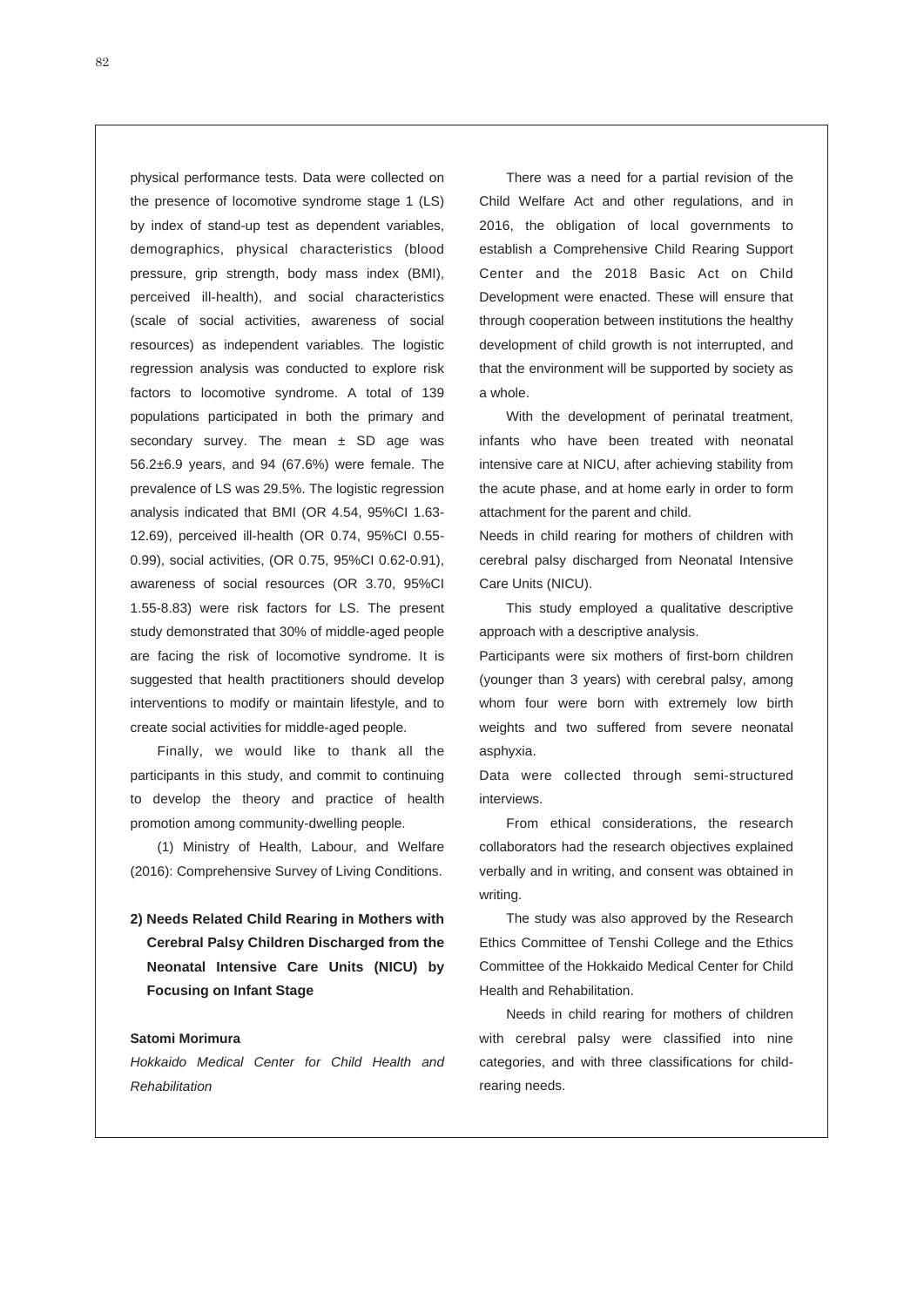physical performance tests. Data were collected on the presence of locomotive syndrome stage 1 (LS) by index of stand-up test as dependent variables, demographics, physical characteristics (blood pressure, grip strength, body mass index (BMI), perceived ill-health), and social characteristics (scale of social activities, awareness of social resources) as independent variables. The logistic regression analysis was conducted to explore risk factors to locomotive syndrome. A total of 139 populations participated in both the primary and secondary survey. The mean ± SD age was 56.2±6.9 years, and 94 (67.6%) were female. The prevalence of LS was 29.5%. The logistic regression analysis indicated that BMI (OR 4.54, 95%CI 1.63-12.69), perceived ill-health (OR 0.74, 95%CI 0.55-0.99), social activities, (OR 0.75, 95%CI 0.62-0.91), awareness of social resources (OR 3.70, 95%CI 1.55-8.83) were risk factors for LS. The present study demonstrated that 30% of middle-aged people are facing the risk of locomotive syndrome. It is suggested that health practitioners should develop interventions to modify or maintain lifestyle, and to create social activities for middle-aged people.

Finally, we would like to thank all the participants in this study, and commit to continuing to develop the theory and practice of health promotion among community-dwelling people.

(1) Ministry of Health, Labour, and Welfare (2016): Comprehensive Survey of Living Conditions.

### 2) Needs Related Child Rearing in Mothers with Cerebral Palsy Children Discharged from the Neonatal Intensive Care Units (NICU) by Focusing on Infant Stage

**Satomi Morimura**

*Hokkaido Medical Center for Child Health and Rehabilitation*

There was a need for a partial revision of the Child Welfare Act and other regulations, and in 2016, the obligation of local governments to establish a Comprehensive Child Rearing Support Center and the 2018 Basic Act on Child Development were enacted. These will ensure that through cooperation between institutions the healthy development of child growth is not interrupted, and that the environment will be supported by society as a whole.

With the development of perinatal treatment, infants who have been treated with neonatal intensive care at NICU, after achieving stability from the acute phase, and at home early in order to form attachment for the parent and child.

Needs in child rearing for mothers of children with cerebral palsy discharged from Neonatal Intensive Care Units (NICU).

This study employed a qualitative descriptive approach with a descriptive analysis.

Participants were six mothers of first-born children (younger than 3 years) with cerebral palsy, among whom four were born with extremely low birth weights and two suffered from severe neonatal asphyxia.

Data were collected through semi-structured interviews.

From ethical considerations, the research collaborators had the research objectives explained verbally and in writing, and consent was obtained in writing.

The study was also approved by the Research Ethics Committee of Tenshi College and the Ethics Committee of the Hokkaido Medical Center for Child Health and Rehabilitation.

Needs in child rearing for mothers of children with cerebral palsy were classified into nine categories, and with three classifications for child-rearing needs.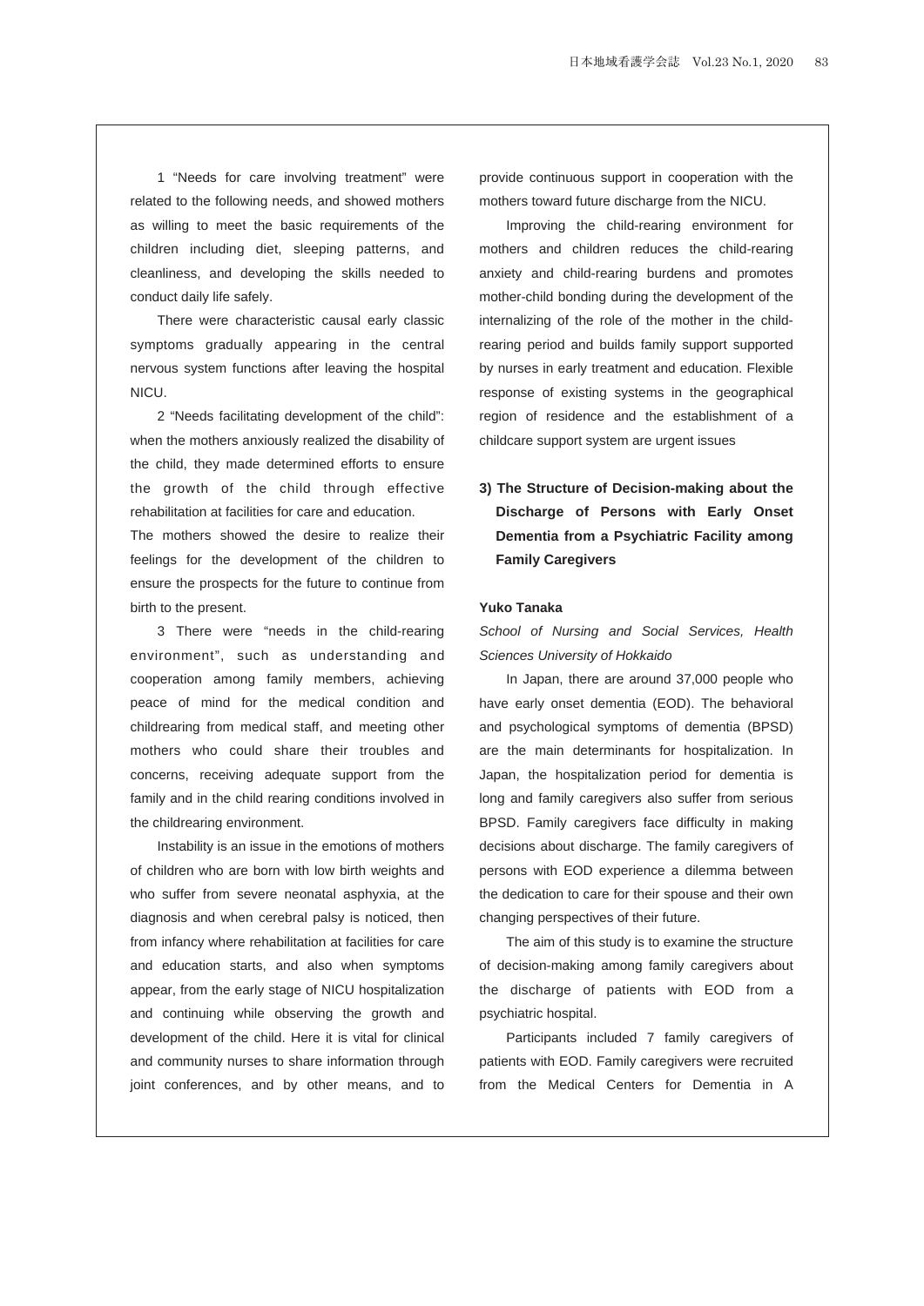1 "Needs for care involving treatment" were related to the following needs, and showed mothers as willing to meet the basic requirements of the children including diet, sleeping patterns, and cleanliness, and developing the skills needed to conduct daily life safely.

There were characteristic causal early classic symptoms gradually appearing in the central nervous system functions after leaving the hospital NICU.

2 "Needs facilitating development of the child": when the mothers anxiously realized the disability of the child, they made determined efforts to ensure the growth of the child through effective rehabilitation at facilities for care and education.
The mothers showed the desire to realize their feelings for the development of the children to ensure the prospects for the future to continue from birth to the present.

3 There were "needs in the child-rearing environment", such as understanding and cooperation among family members, achieving peace of mind for the medical condition and childrearing from medical staff, and meeting other mothers who could share their troubles and concerns, receiving adequate support from the family and in the child rearing conditions involved in the childrearing environment.

Instability is an issue in the emotions of mothers of children who are born with low birth weights and who suffer from severe neonatal asphyxia, at the diagnosis and when cerebral palsy is noticed, then from infancy where rehabilitation at facilities for care and education starts, and also when symptoms appear, from the early stage of NICU hospitalization and continuing while observing the growth and development of the child. Here it is vital for clinical and community nurses to share information through joint conferences, and by other means, and to provide continuous support in cooperation with the mothers toward future discharge from the NICU.

Improving the child-rearing environment for mothers and children reduces the child-rearing anxiety and child-rearing burdens and promotes mother-child bonding during the development of the internalizing of the role of the mother in the child-rearing period and builds family support supported by nurses in early treatment and education. Flexible response of existing systems in the geographical region of residence and the establishment of a childcare support system are urgent issues

### 3) The Structure of Decision-making about the Discharge of Persons with Early Onset Dementia from a Psychiatric Facility among Family Caregivers

**Yuko Tanaka**

*School of Nursing and Social Services, Health Sciences University of Hokkaido*

In Japan, there are around 37,000 people who have early onset dementia (EOD). The behavioral and psychological symptoms of dementia (BPSD) are the main determinants for hospitalization. In Japan, the hospitalization period for dementia is long and family caregivers also suffer from serious BPSD. Family caregivers face difficulty in making decisions about discharge. The family caregivers of persons with EOD experience a dilemma between the dedication to care for their spouse and their own changing perspectives of their future.

The aim of this study is to examine the structure of decision-making among family caregivers about the discharge of patients with EOD from a psychiatric hospital.

Participants included 7 family caregivers of patients with EOD. Family caregivers were recruited from the Medical Centers for Dementia in A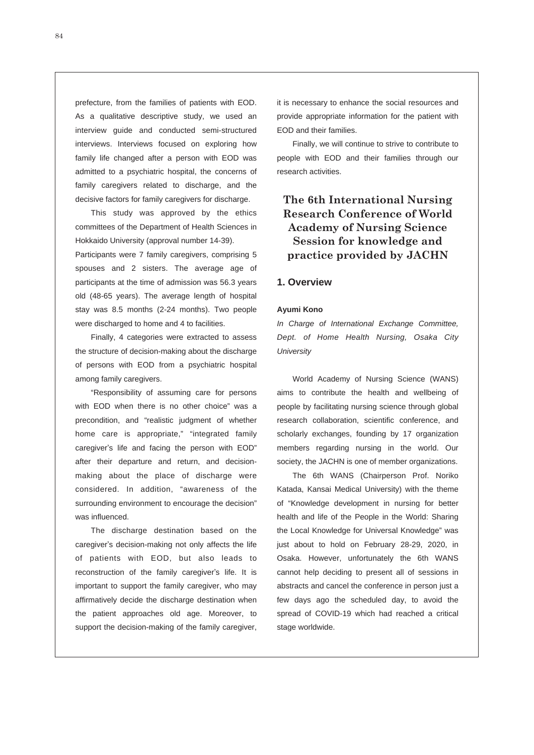prefecture, from the families of patients with EOD. As a qualitative descriptive study, we used an interview guide and conducted semi-structured interviews. Interviews focused on exploring how family life changed after a person with EOD was admitted to a psychiatric hospital, the concerns of family caregivers related to discharge, and the decisive factors for family caregivers for discharge.

This study was approved by the ethics committees of the Department of Health Sciences in Hokkaido University (approval number 14-39).

Participants were 7 family caregivers, comprising 5 spouses and 2 sisters. The average age of participants at the time of admission was 56.3 years old (48-65 years). The average length of hospital stay was 8.5 months (2-24 months). Two people were discharged to home and 4 to facilities.

Finally, 4 categories were extracted to assess the structure of decision-making about the discharge of persons with EOD from a psychiatric hospital among family caregivers.

"Responsibility of assuming care for persons with EOD when there is no other choice" was a precondition, and "realistic judgment of whether home care is appropriate," "integrated family caregiver's life and facing the person with EOD" after their departure and return, and decision-making about the place of discharge were considered. In addition, "awareness of the surrounding environment to encourage the decision" was influenced.

The discharge destination based on the caregiver's decision-making not only affects the life of patients with EOD, but also leads to reconstruction of the family caregiver's life. It is important to support the family caregiver, who may affirmatively decide the discharge destination when the patient approaches old age. Moreover, to support the decision-making of the family caregiver, it is necessary to enhance the social resources and provide appropriate information for the patient with EOD and their families.

Finally, we will continue to strive to contribute to people with EOD and their families through our research activities.

# The 6th International Nursing Research Conference of World Academy of Nursing Science Session for knowledge and practice provided by JACHN

## 1. Overview

**Ayumi Kono**

*In Charge of International Exchange Committee, Dept. of Home Health Nursing, Osaka City University*

World Academy of Nursing Science (WANS) aims to contribute the health and wellbeing of people by facilitating nursing science through global research collaboration, scientific conference, and scholarly exchanges, founding by 17 organization members regarding nursing in the world. Our society, the JACHN is one of member organizations.

The 6th WANS (Chairperson Prof. Noriko Katada, Kansai Medical University) with the theme of "Knowledge development in nursing for better health and life of the People in the World: Sharing the Local Knowledge for Universal Knowledge" was just about to hold on February 28-29, 2020, in Osaka. However, unfortunately the 6th WANS cannot help deciding to present all of sessions in abstracts and cancel the conference in person just a few days ago the scheduled day, to avoid the spread of COVID-19 which had reached a critical stage worldwide.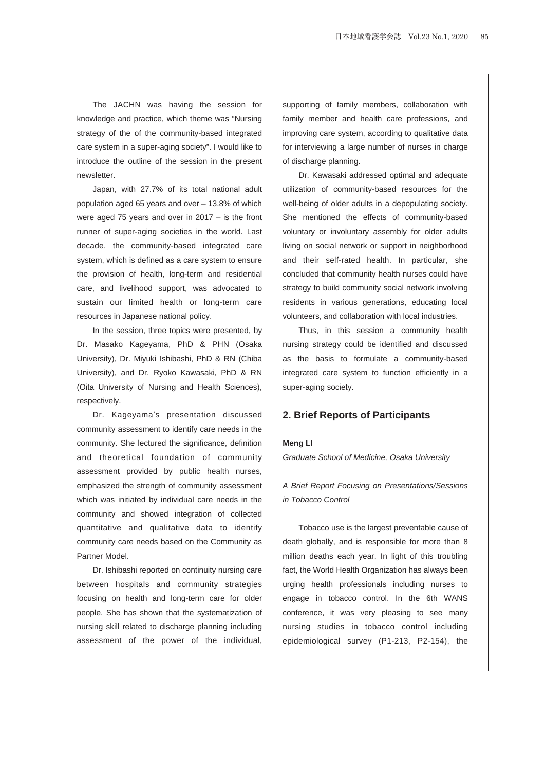The JACHN was having the session for knowledge and practice, which theme was "Nursing strategy of the of the community-based integrated care system in a super-aging society". I would like to introduce the outline of the session in the present newsletter.

Japan, with 27.7% of its total national adult population aged 65 years and over – 13.8% of which were aged 75 years and over in 2017 – is the front runner of super-aging societies in the world. Last decade, the community-based integrated care system, which is defined as a care system to ensure the provision of health, long-term and residential care, and livelihood support, was advocated to sustain our limited health or long-term care resources in Japanese national policy.

In the session, three topics were presented, by Dr. Masako Kageyama, PhD & PHN (Osaka University), Dr. Miyuki Ishibashi, PhD & RN (Chiba University), and Dr. Ryoko Kawasaki, PhD & RN (Oita University of Nursing and Health Sciences), respectively.

Dr. Kageyama's presentation discussed community assessment to identify care needs in the community. She lectured the significance, definition and theoretical foundation of community assessment provided by public health nurses, emphasized the strength of community assessment which was initiated by individual care needs in the community and showed integration of collected quantitative and qualitative data to identify community care needs based on the Community as Partner Model.

Dr. Ishibashi reported on continuity nursing care between hospitals and community strategies focusing on health and long-term care for older people. She has shown that the systematization of nursing skill related to discharge planning including assessment of the power of the individual, supporting of family members, collaboration with family member and health care professions, and improving care system, according to qualitative data for interviewing a large number of nurses in charge of discharge planning.

Dr. Kawasaki addressed optimal and adequate utilization of community-based resources for the well-being of older adults in a depopulating society. She mentioned the effects of community-based voluntary or involuntary assembly for older adults living on social network or support in neighborhood and their self-rated health. In particular, she concluded that community health nurses could have strategy to build community social network involving residents in various generations, educating local volunteers, and collaboration with local industries.

Thus, in this session a community health nursing strategy could be identified and discussed as the basis to formulate a community-based integrated care system to function efficiently in a super-aging society.

## 2. Brief Reports of Participants

**Meng LI**

*Graduate School of Medicine, Osaka University*

*A Brief Report Focusing on Presentations/Sessions in Tobacco Control*

Tobacco use is the largest preventable cause of death globally, and is responsible for more than 8 million deaths each year. In light of this troubling fact, the World Health Organization has always been urging health professionals including nurses to engage in tobacco control. In the 6th WANS conference, it was very pleasing to see many nursing studies in tobacco control including epidemiological survey (P1-213, P2-154), the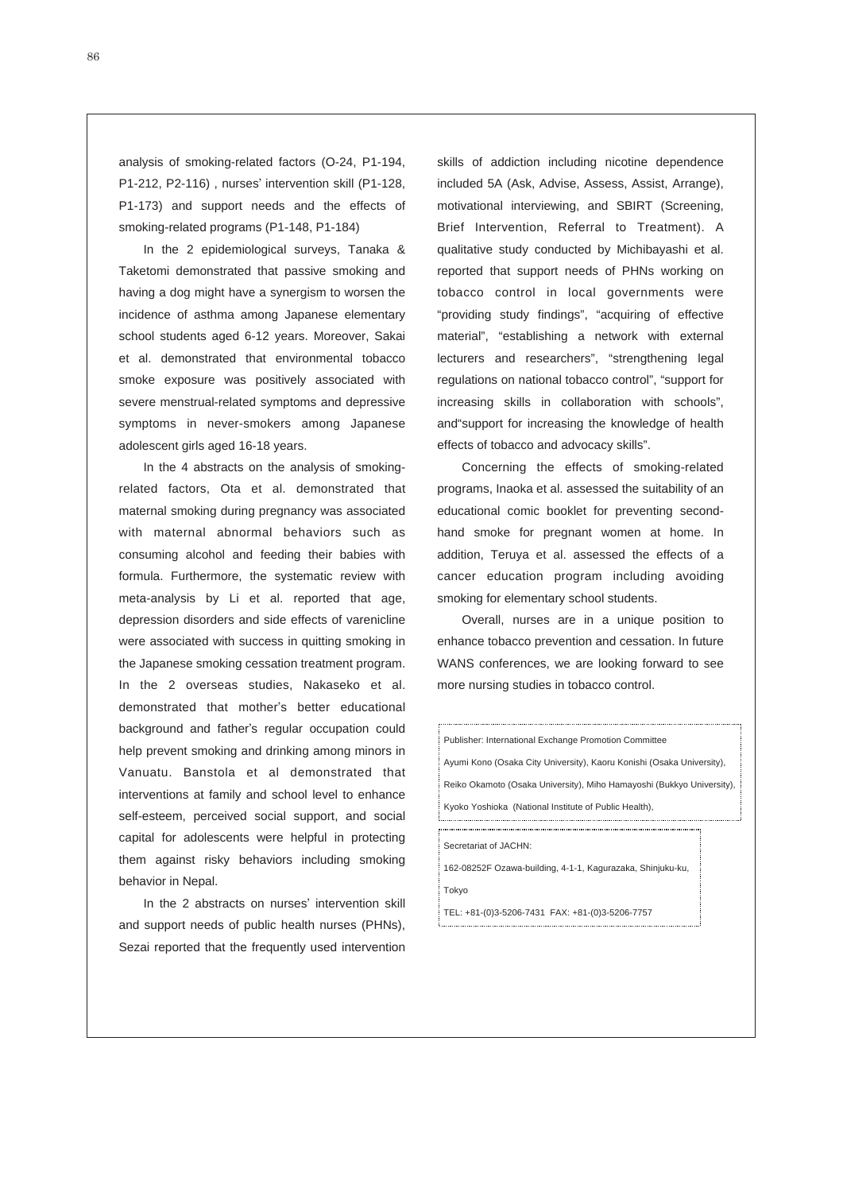analysis of smoking-related factors (O-24, P1-194, P1-212, P2-116) , nurses' intervention skill (P1-128, P1-173) and support needs and the effects of smoking-related programs (P1-148, P1-184)

In the 2 epidemiological surveys, Tanaka & Taketomi demonstrated that passive smoking and having a dog might have a synergism to worsen the incidence of asthma among Japanese elementary school students aged 6-12 years. Moreover, Sakai et al. demonstrated that environmental tobacco smoke exposure was positively associated with severe menstrual-related symptoms and depressive symptoms in never-smokers among Japanese adolescent girls aged 16-18 years.

In the 4 abstracts on the analysis of smoking-related factors, Ota et al. demonstrated that maternal smoking during pregnancy was associated with maternal abnormal behaviors such as consuming alcohol and feeding their babies with formula. Furthermore, the systematic review with meta-analysis by Li et al. reported that age, depression disorders and side effects of varenicline were associated with success in quitting smoking in the Japanese smoking cessation treatment program. In the 2 overseas studies, Nakaseko et al. demonstrated that mother's better educational background and father's regular occupation could help prevent smoking and drinking among minors in Vanuatu. Banstola et al demonstrated that interventions at family and school level to enhance self-esteem, perceived social support, and social capital for adolescents were helpful in protecting them against risky behaviors including smoking behavior in Nepal.

In the 2 abstracts on nurses' intervention skill and support needs of public health nurses (PHNs), Sezai reported that the frequently used intervention skills of addiction including nicotine dependence included 5A (Ask, Advise, Assess, Assist, Arrange), motivational interviewing, and SBIRT (Screening, Brief Intervention, Referral to Treatment). A qualitative study conducted by Michibayashi et al. reported that support needs of PHNs working on tobacco control in local governments were "providing study findings", "acquiring of effective material", "establishing a network with external lecturers and researchers", "strengthening legal regulations on national tobacco control", "support for increasing skills in collaboration with schools", and"support for increasing the knowledge of health effects of tobacco and advocacy skills".

Concerning the effects of smoking-related programs, Inaoka et al. assessed the suitability of an educational comic booklet for preventing second-hand smoke for pregnant women at home. In addition, Teruya et al. assessed the effects of a cancer education program including avoiding smoking for elementary school students.

Overall, nurses are in a unique position to enhance tobacco prevention and cessation. In future WANS conferences, we are looking forward to see more nursing studies in tobacco control.

Publisher: International Exchange Promotion Committee
Ayumi Kono (Osaka City University), Kaoru Konishi (Osaka University), Reiko Okamoto (Osaka University), Miho Hamayoshi (Bukkyo University), Kyoko Yoshioka (National Institute of Public Health),

Secretariat of JACHN:
162-08252F Ozawa-building, 4-1-1, Kagurazaka, Shinjuku-ku, Tokyo
TEL: +81-(0)3-5206-7431 FAX: +81-(0)3-5206-7757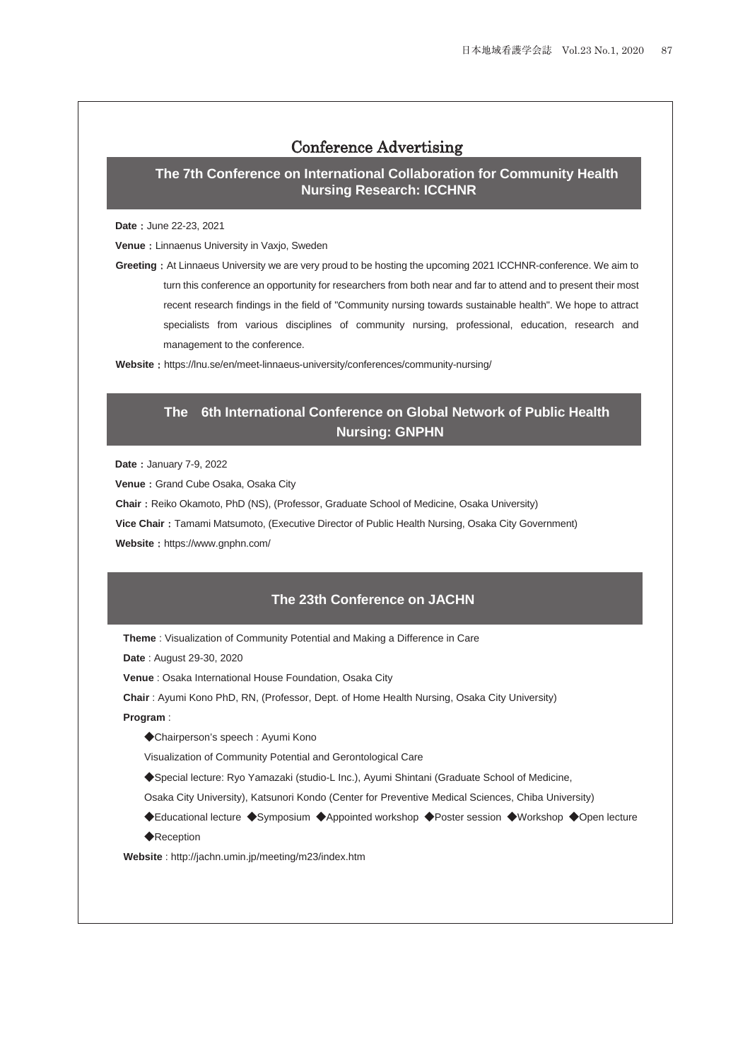# Conference Advertising

## The 7th Conference on International Collaboration for Community Health Nursing Research: ICCHNR

**Date：**June 22-23, 2021

**Venue：**Linnaenus University in Vaxjo, Sweden

**Greeting：**At Linnaeus University we are very proud to be hosting the upcoming 2021 ICCHNR-conference. We aim to turn this conference an opportunity for researchers from both near and far to attend and to present their most recent research findings in the field of "Community nursing towards sustainable health". We hope to attract specialists from various disciplines of community nursing, professional, education, research and management to the conference.

**Website：**https://lnu.se/en/meet-linnaeus-university/conferences/community-nursing/

## The　6th International Conference on Global Network of Public Health Nursing: GNPHN

**Date：**January 7-9, 2022

**Venue：**Grand Cube Osaka, Osaka City

**Chair：**Reiko Okamoto, PhD (NS), (Professor, Graduate School of Medicine, Osaka University)

**Vice Chair：**Tamami Matsumoto, (Executive Director of Public Health Nursing, Osaka City Government)

**Website：**https://www.gnphn.com/

## The 23th Conference on JACHN

**Theme** : Visualization of Community Potential and Making a Difference in Care

**Date** : August 29-30, 2020

**Venue** : Osaka International House Foundation, Osaka City

**Chair** : Ayumi Kono PhD, RN, (Professor, Dept. of Home Health Nursing, Osaka City University)

**Program** :

◆Chairperson's speech : Ayumi Kono

Visualization of Community Potential and Gerontological Care

◆Special lecture: Ryo Yamazaki (studio-L Inc.), Ayumi Shintani (Graduate School of Medicine, Osaka City University), Katsunori Kondo (Center for Preventive Medical Sciences, Chiba University)

◆Educational lecture ◆Symposium ◆Appointed workshop ◆Poster session ◆Workshop ◆Open lecture ◆Reception

**Website** : http://jachn.umin.jp/meeting/m23/index.htm